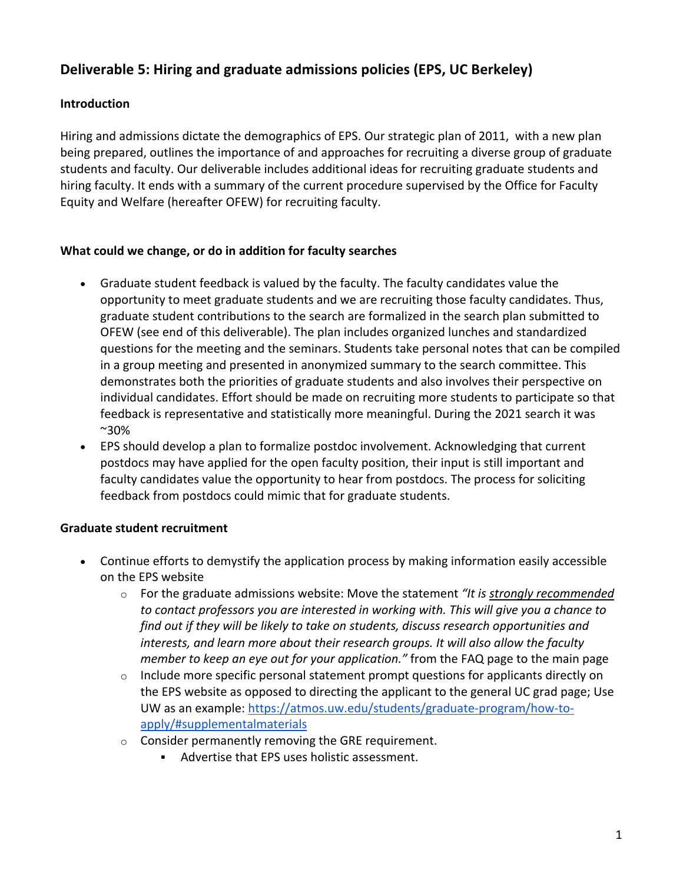# Deliverable 5: Hiring and graduate admissions policies (EPS, UC Berkeley)

### Introduction

Hiring and admissions dictate the demographics of EPS. Our strategic plan of 2011, with a new plan being prepared, outlines the importance of and approaches for recruiting a diverse group of graduate students and faculty. Our deliverable includes additional ideas for recruiting graduate students and hiring faculty. It ends with a summary of the current procedure supervised by the Office for Faculty Equity and Welfare (hereafter OFEW) for recruiting faculty.

### What could we change, or do in addition for faculty searches

- Graduate student feedback is valued by the faculty. The faculty candidates value the opportunity to meet graduate students and we are recruiting those faculty candidates. Thus, graduate student contributions to the search are formalized in the search plan submitted to OFEW (see end of this deliverable). The plan includes organized lunches and standardized questions for the meeting and the seminars. Students take personal notes that can be compiled in a group meeting and presented in anonymized summary to the search committee. This demonstrates both the priorities of graduate students and also involves their perspective on individual candidates. Effort should be made on recruiting more students to participate so that feedback is representative and statistically more meaningful. During the 2021 search it was ~30%
- EPS should develop a plan to formalize postdoc involvement. Acknowledging that current postdocs may have applied for the open faculty position, their input is still important and faculty candidates value the opportunity to hear from postdocs. The process for soliciting feedback from postdocs could mimic that for graduate students.

### Graduate student recruitment

- Continue efforts to demystify the application process by making information easily accessible on the EPS website
  - For the graduate admissions website: Move the statement *"It is <u>strongly recommended</u> to contact professors you are interested in working with. This will give you a chance to find out if they will be likely to take on students, discuss research opportunities and interests, and learn more about their research groups. It will also allow the faculty member to keep an eye out for your application."* from the FAQ page to the main page
  - Include more specific personal statement prompt questions for applicants directly on the EPS website as opposed to directing the applicant to the general UC grad page; Use UW as an example: [https://atmos.uw.edu/students/graduate-program/how-to-apply/#supplementalmaterials](https://atmos.uw.edu/students/graduate-program/how-to-apply/#supplementalmaterials)
  - Consider permanently removing the GRE requirement.
    - Advertise that EPS uses holistic assessment.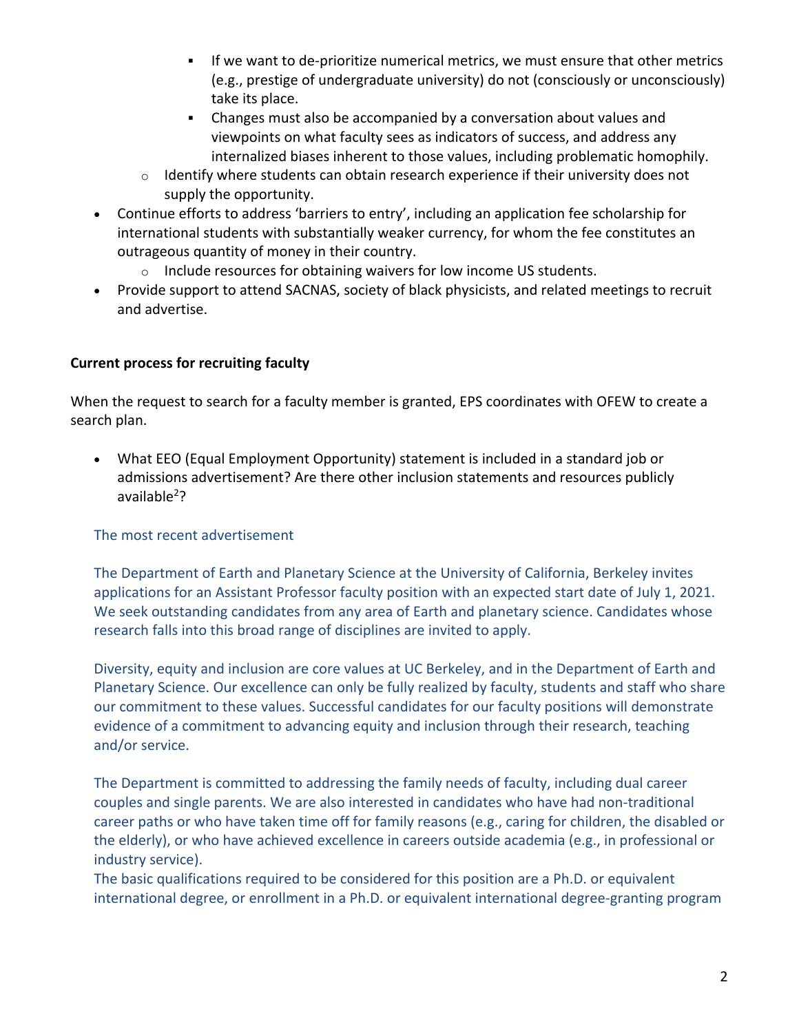- If we want to de-prioritize numerical metrics, we must ensure that other metrics (e.g., prestige of undergraduate university) do not (consciously or unconsciously) take its place.
        - Changes must also be accompanied by a conversation about values and viewpoints on what faculty sees as indicators of success, and address any internalized biases inherent to those values, including problematic homophily.
    - Identify where students can obtain research experience if their university does not supply the opportunity.
- Continue efforts to address 'barriers to entry', including an application fee scholarship for international students with substantially weaker currency, for whom the fee constitutes an outrageous quantity of money in their country.
    - Include resources for obtaining waivers for low income US students.
- Provide support to attend SACNAS, society of black physicists, and related meetings to recruit and advertise.

**Current process for recruiting faculty**

When the request to search for a faculty member is granted, EPS coordinates with OFEW to create a search plan.

- What EEO (Equal Employment Opportunity) statement is included in a standard job or admissions advertisement? Are there other inclusion statements and resources publicly available[2]?

The most recent advertisement

The Department of Earth and Planetary Science at the University of California, Berkeley invites applications for an Assistant Professor faculty position with an expected start date of July 1, 2021. We seek outstanding candidates from any area of Earth and planetary science. Candidates whose research falls into this broad range of disciplines are invited to apply.

Diversity, equity and inclusion are core values at UC Berkeley, and in the Department of Earth and Planetary Science. Our excellence can only be fully realized by faculty, students and staff who share our commitment to these values. Successful candidates for our faculty positions will demonstrate evidence of a commitment to advancing equity and inclusion through their research, teaching and/or service.

The Department is committed to addressing the family needs of faculty, including dual career couples and single parents. We are also interested in candidates who have had non-traditional career paths or who have taken time off for family reasons (e.g., caring for children, the disabled or the elderly), or who have achieved excellence in careers outside academia (e.g., in professional or industry service).

The basic qualifications required to be considered for this position are a Ph.D. or equivalent international degree, or enrollment in a Ph.D. or equivalent international degree-granting program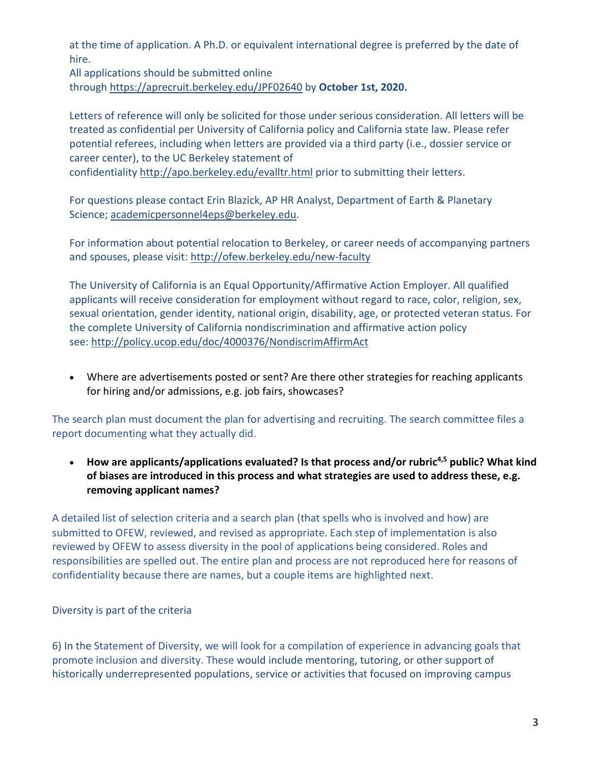at the time of application. A Ph.D. or equivalent international degree is preferred by the date of hire.
All applications should be submitted online through https://aprecruit.berkeley.edu/JPF02640 by **October 1st, 2020.**

Letters of reference will only be solicited for those under serious consideration. All letters will be treated as confidential per University of California policy and California state law. Please refer potential referees, including when letters are provided via a third party (i.e., dossier service or career center), to the UC Berkeley statement of confidentiality http://apo.berkeley.edu/evalltr.html prior to submitting their letters.

For questions please contact Erin Blazick, AP HR Analyst, Department of Earth & Planetary Science; academicpersonnel4eps@berkeley.edu.

For information about potential relocation to Berkeley, or career needs of accompanying partners and spouses, please visit: http://ofew.berkeley.edu/new-faculty

The University of California is an Equal Opportunity/Affirmative Action Employer. All qualified applicants will receive consideration for employment without regard to race, color, religion, sex, sexual orientation, gender identity, national origin, disability, age, or protected veteran status. For the complete University of California nondiscrimination and affirmative action policy see: http://policy.ucop.edu/doc/4000376/NondiscrimAffirmAct

- Where are advertisements posted or sent? Are there other strategies for reaching applicants for hiring and/or admissions, e.g. job fairs, showcases?

The search plan must document the plan for advertising and recruiting. The search committee files a report documenting what they actually did.

- **How are applicants/applications evaluated? Is that process and/or rubric[4,5] public? What kind of biases are introduced in this process and what strategies are used to address these, e.g. removing applicant names?**

A detailed list of selection criteria and a search plan (that spells who is involved and how) are submitted to OFEW, reviewed, and revised as appropriate. Each step of implementation is also reviewed by OFEW to assess diversity in the pool of applications being considered. Roles and responsibilities are spelled out. The entire plan and process are not reproduced here for reasons of confidentiality because there are names, but a couple items are highlighted next.

Diversity is part of the criteria

6) In the Statement of Diversity, we will look for a compilation of experience in advancing goals that promote inclusion and diversity. These would include mentoring, tutoring, or other support of historically underrepresented populations, service or activities that focused on improving campus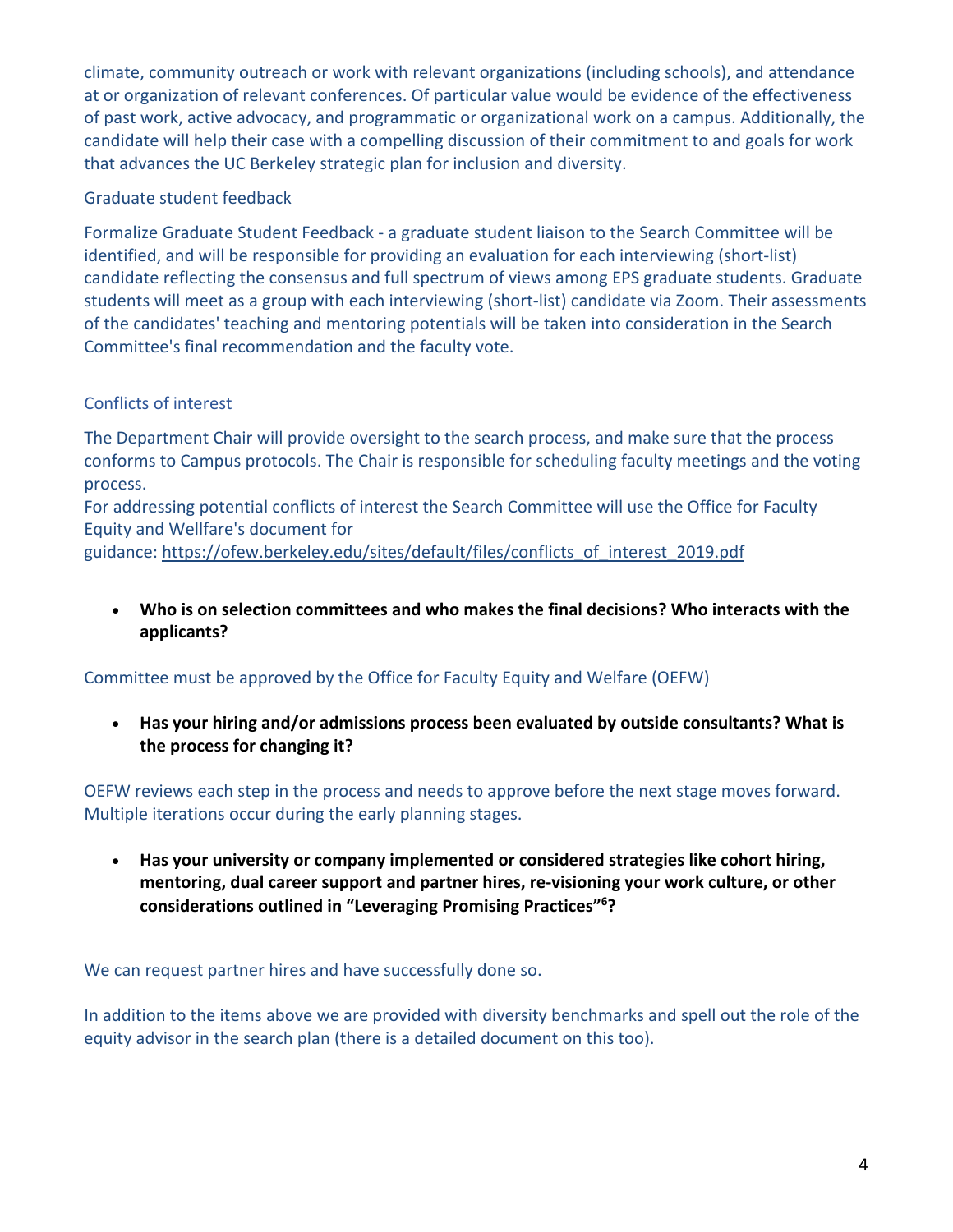climate, community outreach or work with relevant organizations (including schools), and attendance at or organization of relevant conferences. Of particular value would be evidence of the effectiveness of past work, active advocacy, and programmatic or organizational work on a campus. Additionally, the candidate will help their case with a compelling discussion of their commitment to and goals for work that advances the UC Berkeley strategic plan for inclusion and diversity.

Graduate student feedback

Formalize Graduate Student Feedback - a graduate student liaison to the Search Committee will be identified, and will be responsible for providing an evaluation for each interviewing (short-list) candidate reflecting the consensus and full spectrum of views among EPS graduate students. Graduate students will meet as a group with each interviewing (short-list) candidate via Zoom. Their assessments of the candidates' teaching and mentoring potentials will be taken into consideration in the Search Committee's final recommendation and the faculty vote.

Conflicts of interest

The Department Chair will provide oversight to the search process, and make sure that the process conforms to Campus protocols. The Chair is responsible for scheduling faculty meetings and the voting process.
For addressing potential conflicts of interest the Search Committee will use the Office for Faculty Equity and Wellfare's document for guidance: https://ofew.berkeley.edu/sites/default/files/conflicts_of_interest_2019.pdf

- **Who is on selection committees and who makes the final decisions? Who interacts with the applicants?**

Committee must be approved by the Office for Faculty Equity and Welfare (OEFW)

- **Has your hiring and/or admissions process been evaluated by outside consultants? What is the process for changing it?**

OEFW reviews each step in the process and needs to approve before the next stage moves forward. Multiple iterations occur during the early planning stages.

- **Has your university or company implemented or considered strategies like cohort hiring, mentoring, dual career support and partner hires, re-visioning your work culture, or other considerations outlined in "Leveraging Promising Practices"[6]?**

We can request partner hires and have successfully done so.

In addition to the items above we are provided with diversity benchmarks and spell out the role of the equity advisor in the search plan (there is a detailed document on this too).